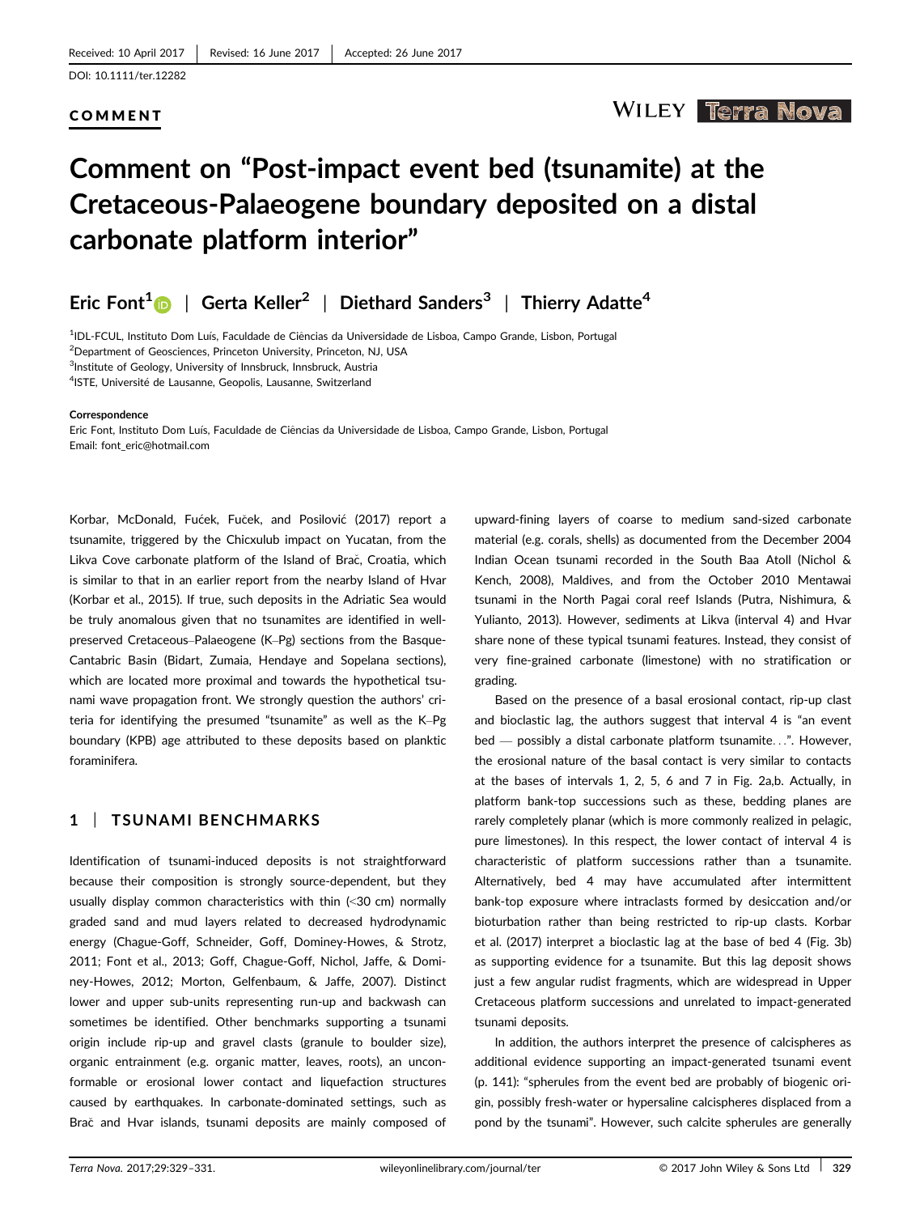Received: 10 April 2017 | Revised: 16 June 2017 | Accepted: 26 June 2017

DOI: 10.1111/ter.12282

**COMMENT**

# Comment on "Post-impact event bed (tsunamite) at the Cretaceous-Palaeogene boundary deposited on a distal carbonate platform interior"

**Eric Font**[1] | **Gerta Keller**[2] | **Diethard Sanders**[3] | **Thierry Adatte**[4]

[1]IDL-FCUL, Instituto Dom Luís, Faculdade de Ciências da Universidade de Lisboa, Campo Grande, Lisbon, Portugal
[2]Department of Geosciences, Princeton University, Princeton, NJ, USA
[3]Institute of Geology, University of Innsbruck, Innsbruck, Austria
[4]ISTE, Université de Lausanne, Geopolis, Lausanne, Switzerland

**Correspondence**
Eric Font, Instituto Dom Luís, Faculdade de Ciências da Universidade de Lisboa, Campo Grande, Lisbon, Portugal
Email: font_eric@hotmail.com

Korbar, McDonald, Fućek, Fuček, and Posilović (2017) report a tsunamite, triggered by the Chicxulub impact on Yucatan, from the Likva Cove carbonate platform of the Island of Brač, Croatia, which is similar to that in an earlier report from the nearby Island of Hvar (Korbar et al., 2015). If true, such deposits in the Adriatic Sea would be truly anomalous given that no tsunamites are identified in well-preserved Cretaceous–Palaeogene (K–Pg) sections from the Basque-Cantabric Basin (Bidart, Zumaia, Hendaye and Sopelana sections), which are located more proximal and towards the hypothetical tsunami wave propagation front. We strongly question the authors' criteria for identifying the presumed "tsunamite" as well as the K–Pg boundary (KPB) age attributed to these deposits based on planktic foraminifera.

## 1 | TSUNAMI BENCHMARKS

Identification of tsunami-induced deposits is not straightforward because their composition is strongly source-dependent, but they usually display common characteristics with thin (<30 cm) normally graded sand and mud layers related to decreased hydrodynamic energy (Chague-Goff, Schneider, Goff, Dominey-Howes, & Strotz, 2011; Font et al., 2013; Goff, Chague-Goff, Nichol, Jaffe, & Dominey-Howes, 2012; Morton, Gelfenbaum, & Jaffe, 2007). Distinct lower and upper sub-units representing run-up and backwash can sometimes be identified. Other benchmarks supporting a tsunami origin include rip-up and gravel clasts (granule to boulder size), organic entrainment (e.g. organic matter, leaves, roots), an unconformable or erosional lower contact and liquefaction structures caused by earthquakes. In carbonate-dominated settings, such as Brač and Hvar islands, tsunami deposits are mainly composed of upward-fining layers of coarse to medium sand-sized carbonate material (e.g. corals, shells) as documented from the December 2004 Indian Ocean tsunami recorded in the South Baa Atoll (Nichol & Kench, 2008), Maldives, and from the October 2010 Mentawai tsunami in the North Pagai coral reef Islands (Putra, Nishimura, & Yulianto, 2013). However, sediments at Likva (interval 4) and Hvar share none of these typical tsunami features. Instead, they consist of very fine-grained carbonate (limestone) with no stratification or grading.

Based on the presence of a basal erosional contact, rip-up clast and bioclastic lag, the authors suggest that interval 4 is "an event bed — possibly a distal carbonate platform tsunamite…". However, the erosional nature of the basal contact is very similar to contacts at the bases of intervals 1, 2, 5, 6 and 7 in Fig. 2a,b. Actually, in platform bank-top successions such as these, bedding planes are rarely completely planar (which is more commonly realized in pelagic, pure limestones). In this respect, the lower contact of interval 4 is characteristic of platform successions rather than a tsunamite. Alternatively, bed 4 may have accumulated after intermittent bank-top exposure where intraclasts formed by desiccation and/or bioturbation rather than being restricted to rip-up clasts. Korbar et al. (2017) interpret a bioclastic lag at the base of bed 4 (Fig. 3b) as supporting evidence for a tsunamite. But this lag deposit shows just a few angular rudist fragments, which are widespread in Upper Cretaceous platform successions and unrelated to impact-generated tsunami deposits.

In addition, the authors interpret the presence of calcispheres as additional evidence supporting an impact-generated tsunami event (p. 141): "spherules from the event bed are probably of biogenic origin, possibly fresh-water or hypersaline calcispheres displaced from a pond by the tsunami". However, such calcite spherules are generally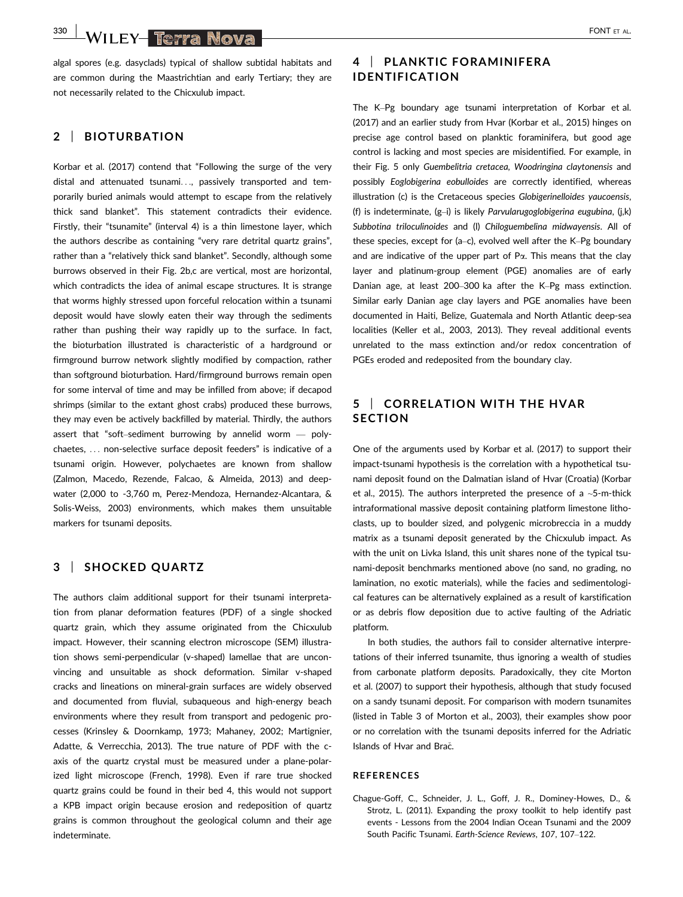algal spores (e.g. dasyclads) typical of shallow subtidal habitats and are common during the Maastrichtian and early Tertiary; they are not necessarily related to the Chicxulub impact.

## 2 | BIOTURBATION

Korbar et al. (2017) contend that "Following the surge of the very distal and attenuated tsunami…, passively transported and temporarily buried animals would attempt to escape from the relatively thick sand blanket". This statement contradicts their evidence. Firstly, their "tsunamite" (interval 4) is a thin limestone layer, which the authors describe as containing "very rare detrital quartz grains", rather than a "relatively thick sand blanket". Secondly, although some burrows observed in their Fig. 2b,c are vertical, most are horizontal, which contradicts the idea of animal escape structures. It is strange that worms highly stressed upon forceful relocation within a tsunami deposit would have slowly eaten their way through the sediments rather than pushing their way rapidly up to the surface. In fact, the bioturbation illustrated is characteristic of a hardground or firmground burrow network slightly modified by compaction, rather than softground bioturbation. Hard/firmground burrows remain open for some interval of time and may be infilled from above; if decapod shrimps (similar to the extant ghost crabs) produced these burrows, they may even be actively backfilled by material. Thirdly, the authors assert that "soft–sediment burrowing by annelid worm — polychaetes, … non-selective surface deposit feeders" is indicative of a tsunami origin. However, polychaetes are known from shallow (Zalmon, Macedo, Rezende, Falcao, & Almeida, 2013) and deep-water (2,000 to -3,760 m, Perez-Mendoza, Hernandez-Alcantara, & Solis-Weiss, 2003) environments, which makes them unsuitable markers for tsunami deposits.

## 3 | SHOCKED QUARTZ

The authors claim additional support for their tsunami interpretation from planar deformation features (PDF) of a single shocked quartz grain, which they assume originated from the Chicxulub impact. However, their scanning electron microscope (SEM) illustration shows semi-perpendicular (v-shaped) lamellae that are unconvincing and unsuitable as shock deformation. Similar v-shaped cracks and lineations on mineral-grain surfaces are widely observed and documented from fluvial, subaqueous and high-energy beach environments where they result from transport and pedogenic processes (Krinsley & Doornkamp, 1973; Mahaney, 2002; Martignier, Adatte, & Verrecchia, 2013). The true nature of PDF with the c-axis of the quartz crystal must be measured under a plane-polarized light microscope (French, 1998). Even if rare true shocked quartz grains could be found in their bed 4, this would not support a KPB impact origin because erosion and redeposition of quartz grains is common throughout the geological column and their age indeterminate.

## 4 | PLANKTIC FORAMINIFERA IDENTIFICATION

The K–Pg boundary age tsunami interpretation of Korbar et al. (2017) and an earlier study from Hvar (Korbar et al., 2015) hinges on precise age control based on planktic foraminifera, but good age control is lacking and most species are misidentified. For example, in their Fig. 5 only *Guembelitria cretacea*, *Woodringina claytonensis* and possibly *Eoglobigerina eobulloides* are correctly identified, whereas illustration (c) is the Cretaceous species *Globigerinelloides yaucoensis*, (f) is indeterminate, (g–i) is likely *Parvularugoglobigerina eugubina*, (j,k) *Subbotina triloculinoides* and (l) *Chiloguembelina midwayensis*. All of these species, except for (a–c), evolved well after the K–Pg boundary and are indicative of the upper part of Pα. This means that the clay layer and platinum-group element (PGE) anomalies are of early Danian age, at least 200–300 ka after the K–Pg mass extinction. Similar early Danian age clay layers and PGE anomalies have been documented in Haiti, Belize, Guatemala and North Atlantic deep-sea localities (Keller et al., 2003, 2013). They reveal additional events unrelated to the mass extinction and/or redox concentration of PGEs eroded and redeposited from the boundary clay.

## 5 | CORRELATION WITH THE HVAR SECTION

One of the arguments used by Korbar et al. (2017) to support their impact-tsunami hypothesis is the correlation with a hypothetical tsunami deposit found on the Dalmatian island of Hvar (Croatia) (Korbar et al., 2015). The authors interpreted the presence of a ~5-m-thick intraformational massive deposit containing platform limestone lithoclasts, up to boulder sized, and polygenic microbreccia in a muddy matrix as a tsunami deposit generated by the Chicxulub impact. As with the unit on Livka Island, this unit shares none of the typical tsunami-deposit benchmarks mentioned above (no sand, no grading, no lamination, no exotic materials), while the facies and sedimentological features can be alternatively explained as a result of karstification or as debris flow deposition due to active faulting of the Adriatic platform.

In both studies, the authors fail to consider alternative interpretations of their inferred tsunamite, thus ignoring a wealth of studies from carbonate platform deposits. Paradoxically, they cite Morton et al. (2007) to support their hypothesis, although that study focused on a sandy tsunami deposit. For comparison with modern tsunamites (listed in Table 3 of Morton et al., 2003), their examples show poor or no correlation with the tsunami deposits inferred for the Adriatic Islands of Hvar and Brač.

### REFERENCES

Chague-Goff, C., Schneider, J. L., Goff, J. R., Dominey-Howes, D., & Strotz, L. (2011). Expanding the proxy toolkit to help identify past events - Lessons from the 2004 Indian Ocean Tsunami and the 2009 South Pacific Tsunami. *Earth-Science Reviews*, *107*, 107–122.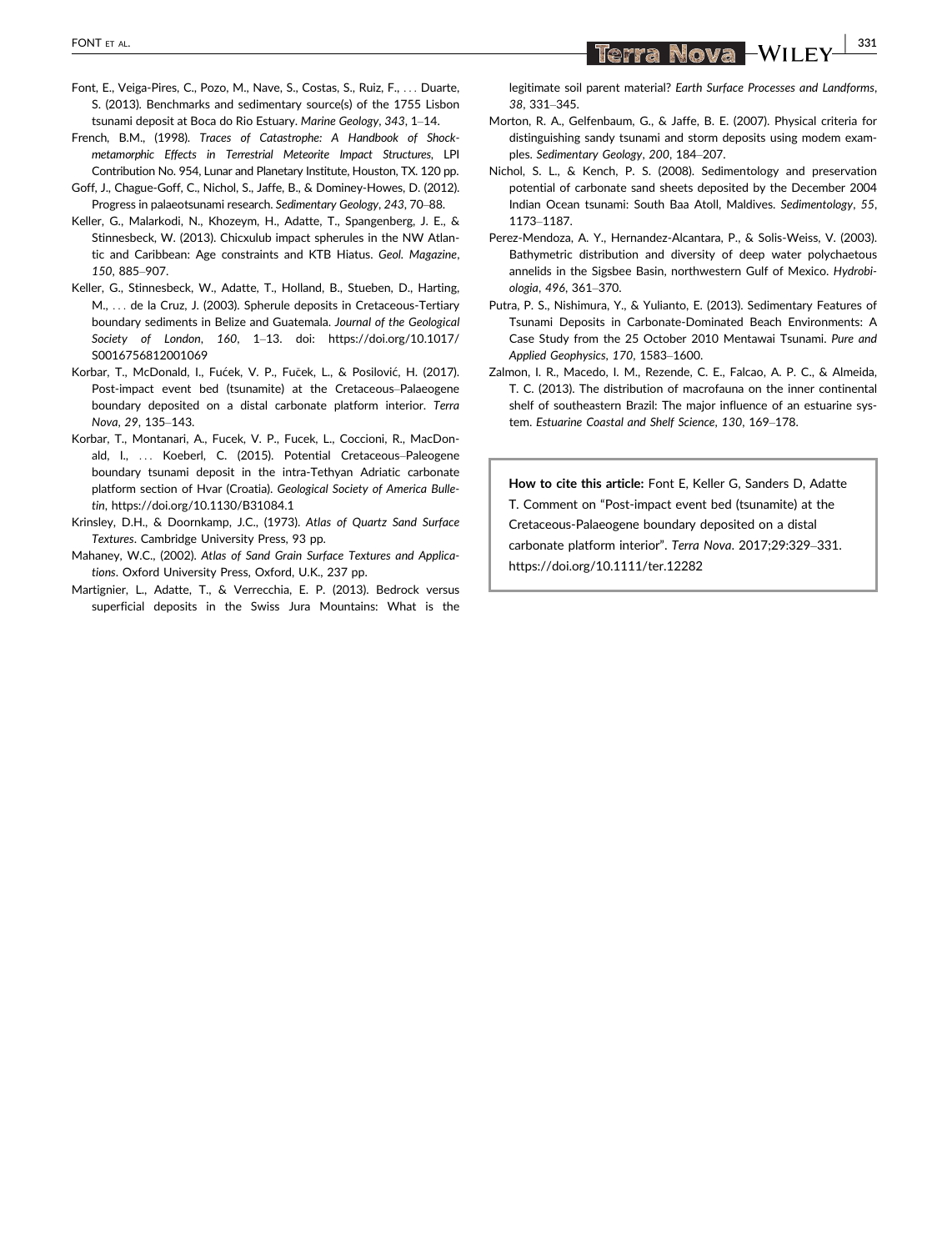Font, E., Veiga-Pires, C., Pozo, M., Nave, S., Costas, S., Ruiz, F., . . . Duarte, S. (2013). Benchmarks and sedimentary source(s) of the 1755 Lisbon tsunami deposit at Boca do Rio Estuary. *Marine Geology*, *343*, 1–14.

French, B.M., (1998). *Traces of Catastrophe: A Handbook of Shock-metamorphic Effects in Terrestrial Meteorite Impact Structures*, LPI Contribution No. 954, Lunar and Planetary Institute, Houston, TX. 120 pp.

Goff, J., Chague-Goff, C., Nichol, S., Jaffe, B., & Dominey-Howes, D. (2012). Progress in palaeotsunami research. *Sedimentary Geology*, *243*, 70–88.

Keller, G., Malarkodi, N., Khozeym, H., Adatte, T., Spangenberg, J. E., & Stinnesbeck, W. (2013). Chicxulub impact spherules in the NW Atlantic and Caribbean: Age constraints and KTB Hiatus. *Geol. Magazine*, *150*, 885–907.

Keller, G., Stinnesbeck, W., Adatte, T., Holland, B., Stueben, D., Harting, M., . . . de la Cruz, J. (2003). Spherule deposits in Cretaceous-Tertiary boundary sediments in Belize and Guatemala. *Journal of the Geological Society of London*, *160*, 1–13. doi: https://doi.org/10.1017/S0016756812001069

Korbar, T., McDonald, I., Fućek, V. P., Fuček, L., & Posilović, H. (2017). Post-impact event bed (tsunamite) at the Cretaceous–Palaeogene boundary deposited on a distal carbonate platform interior. *Terra Nova*, *29*, 135–143.

Korbar, T., Montanari, A., Fucek, V. P., Fucek, L., Coccioni, R., MacDonald, I., . . . Koeberl, C. (2015). Potential Cretaceous–Paleogene boundary tsunami deposit in the intra-Tethyan Adriatic carbonate platform section of Hvar (Croatia). *Geological Society of America Bulletin*, https://doi.org/10.1130/B31084.1

Krinsley, D.H., & Doornkamp, J.C., (1973). *Atlas of Quartz Sand Surface Textures*. Cambridge University Press, 93 pp.

Mahaney, W.C., (2002). *Atlas of Sand Grain Surface Textures and Applications*. Oxford University Press, Oxford, U.K., 237 pp.

Martignier, L., Adatte, T., & Verrecchia, E. P. (2013). Bedrock versus superficial deposits in the Swiss Jura Mountains: What is the legitimate soil parent material? *Earth Surface Processes and Landforms*, *38*, 331–345.

Morton, R. A., Gelfenbaum, G., & Jaffe, B. E. (2007). Physical criteria for distinguishing sandy tsunami and storm deposits using modem examples. *Sedimentary Geology*, *200*, 184–207.

Nichol, S. L., & Kench, P. S. (2008). Sedimentology and preservation potential of carbonate sand sheets deposited by the December 2004 Indian Ocean tsunami: South Baa Atoll, Maldives. *Sedimentology*, *55*, 1173–1187.

Perez-Mendoza, A. Y., Hernandez-Alcantara, P., & Solis-Weiss, V. (2003). Bathymetric distribution and diversity of deep water polychaetous annelids in the Sigsbee Basin, northwestern Gulf of Mexico. *Hydrobiologia*, *496*, 361–370.

Putra, P. S., Nishimura, Y., & Yulianto, E. (2013). Sedimentary Features of Tsunami Deposits in Carbonate-Dominated Beach Environments: A Case Study from the 25 October 2010 Mentawai Tsunami. *Pure and Applied Geophysics*, *170*, 1583–1600.

Zalmon, I. R., Macedo, I. M., Rezende, C. E., Falcao, A. P. C., & Almeida, T. C. (2013). The distribution of macrofauna on the inner continental shelf of southeastern Brazil: The major influence of an estuarine system. *Estuarine Coastal and Shelf Science*, *130*, 169–178.

**How to cite this article:** Font E, Keller G, Sanders D, Adatte T. Comment on "Post-impact event bed (tsunamite) at the Cretaceous-Palaeogene boundary deposited on a distal carbonate platform interior". *Terra Nova*. 2017;29:329–331. https://doi.org/10.1111/ter.12282